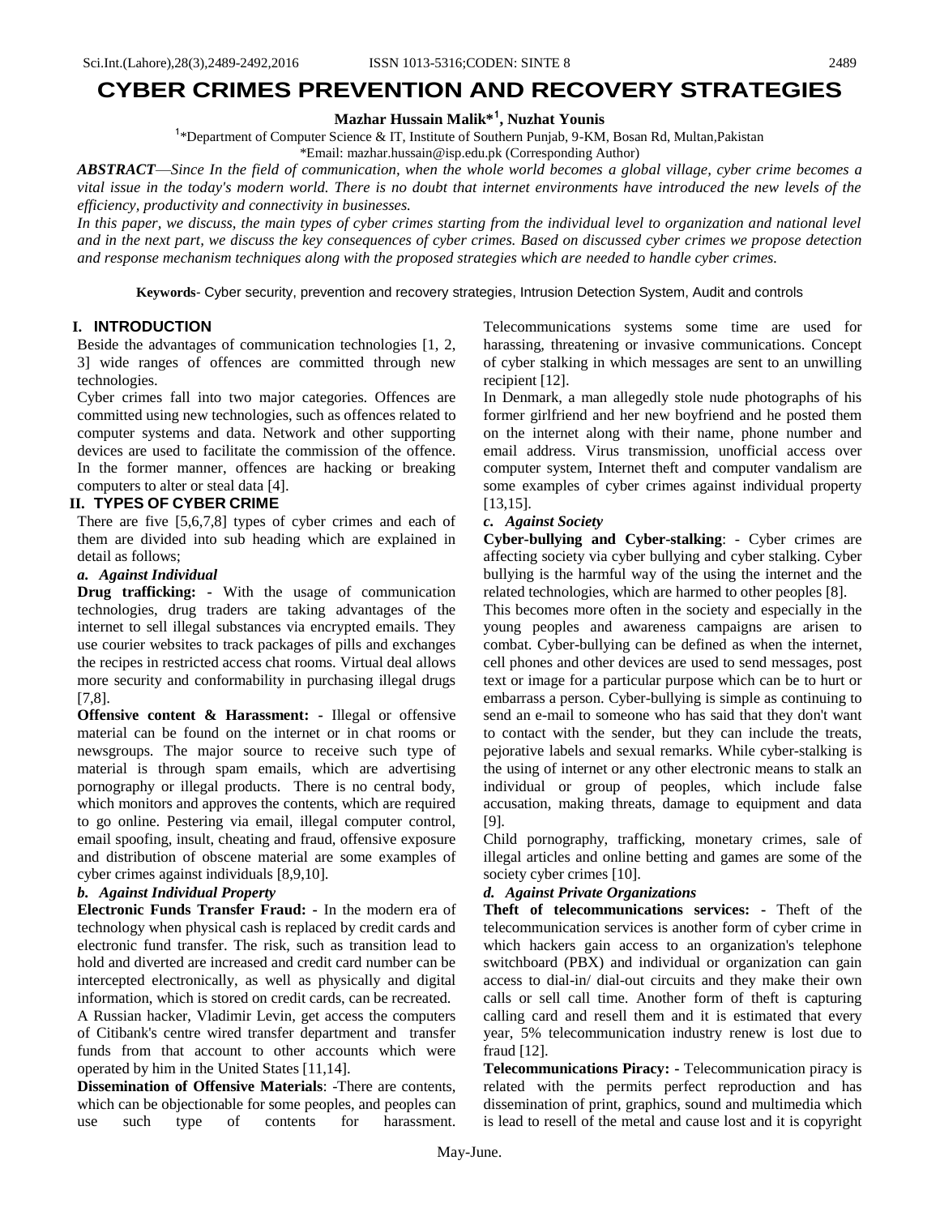# CYBER CRIMES PREVENTION AND RECOVERY STRATEGIES

**Mazhar Hussain Malik*[1], Nuzhat Younis**

[1]*Department of Computer Science & IT, Institute of Southern Punjab, 9-KM, Bosan Rd, Multan,Pakistan

*Email: mazhar.hussain@isp.edu.pk (Corresponding Author)

***ABSTRACT****—Since In the field of communication, when the whole world becomes a global village, cyber crime becomes a vital issue in the today's modern world. There is no doubt that internet environments have introduced the new levels of the efficiency, productivity and connectivity in businesses.*

*In this paper, we discuss, the main types of cyber crimes starting from the individual level to organization and national level and in the next part, we discuss the key consequences of cyber crimes. Based on discussed cyber crimes we propose detection and response mechanism techniques along with the proposed strategies which are needed to handle cyber crimes.*

**Keywords**- Cyber security, prevention and recovery strategies, Intrusion Detection System, Audit and controls

## I. INTRODUCTION

Beside the advantages of communication technologies [1, 2, 3] wide ranges of offences are committed through new technologies.

Cyber crimes fall into two major categories. Offences are committed using new technologies, such as offences related to computer systems and data. Network and other supporting devices are used to facilitate the commission of the offence. In the former manner, offences are hacking or breaking computers to alter or steal data [4].

## II. TYPES OF CYBER CRIME

There are five [5,6,7,8] types of cyber crimes and each of them are divided into sub heading which are explained in detail as follows;

### *a. Against Individual*

**Drug trafficking: -** With the usage of communication technologies, drug traders are taking advantages of the internet to sell illegal substances via encrypted emails. They use courier websites to track packages of pills and exchanges the recipes in restricted access chat rooms. Virtual deal allows more security and conformability in purchasing illegal drugs [7,8].

**Offensive content & Harassment: -** Illegal or offensive material can be found on the internet or in chat rooms or newsgroups. The major source to receive such type of material is through spam emails, which are advertising pornography or illegal products. There is no central body, which monitors and approves the contents, which are required to go online. Pestering via email, illegal computer control, email spoofing, insult, cheating and fraud, offensive exposure and distribution of obscene material are some examples of cyber crimes against individuals [8,9,10].

### *b. Against Individual Property*

**Electronic Funds Transfer Fraud: -** In the modern era of technology when physical cash is replaced by credit cards and electronic fund transfer. The risk, such as transition lead to hold and diverted are increased and credit card number can be intercepted electronically, as well as physically and digital information, which is stored on credit cards, can be recreated.

A Russian hacker, Vladimir Levin, get access the computers of Citibank's centre wired transfer department and transfer funds from that account to other accounts which were operated by him in the United States [11,14].

**Dissemination of Offensive Materials**: -There are contents, which can be objectionable for some peoples, and peoples can use such type of contents for harassment. Telecommunications systems some time are used for harassing, threatening or invasive communications. Concept of cyber stalking in which messages are sent to an unwilling recipient [12].

In Denmark, a man allegedly stole nude photographs of his former girlfriend and her new boyfriend and he posted them on the internet along with their name, phone number and email address. Virus transmission, unofficial access over computer system, Internet theft and computer vandalism are some examples of cyber crimes against individual property [13,15].

### *c. Against Society*

**Cyber-bullying and Cyber-stalking**: - Cyber crimes are affecting society via cyber bullying and cyber stalking. Cyber bullying is the harmful way of the using the internet and the related technologies, which are harmed to other peoples [8].

This becomes more often in the society and especially in the young peoples and awareness campaigns are arisen to combat. Cyber-bullying can be defined as when the internet, cell phones and other devices are used to send messages, post text or image for a particular purpose which can be to hurt or embarrass a person. Cyber-bullying is simple as continuing to send an e-mail to someone who has said that they don't want to contact with the sender, but they can include the treats, pejorative labels and sexual remarks. While cyber-stalking is the using of internet or any other electronic means to stalk an individual or group of peoples, which include false accusation, making threats, damage to equipment and data [9].

Child pornography, trafficking, monetary crimes, sale of illegal articles and online betting and games are some of the society cyber crimes [10].

### *d. Against Private Organizations*

**Theft of telecommunications services: -** Theft of the telecommunication services is another form of cyber crime in which hackers gain access to an organization's telephone switchboard (PBX) and individual or organization can gain access to dial-in/ dial-out circuits and they make their own calls or sell call time. Another form of theft is capturing calling card and resell them and it is estimated that every year, 5% telecommunication industry renew is lost due to fraud [12].

**Telecommunications Piracy: -** Telecommunication piracy is related with the permits perfect reproduction and has dissemination of print, graphics, sound and multimedia which is lead to resell of the metal and cause lost and it is copyright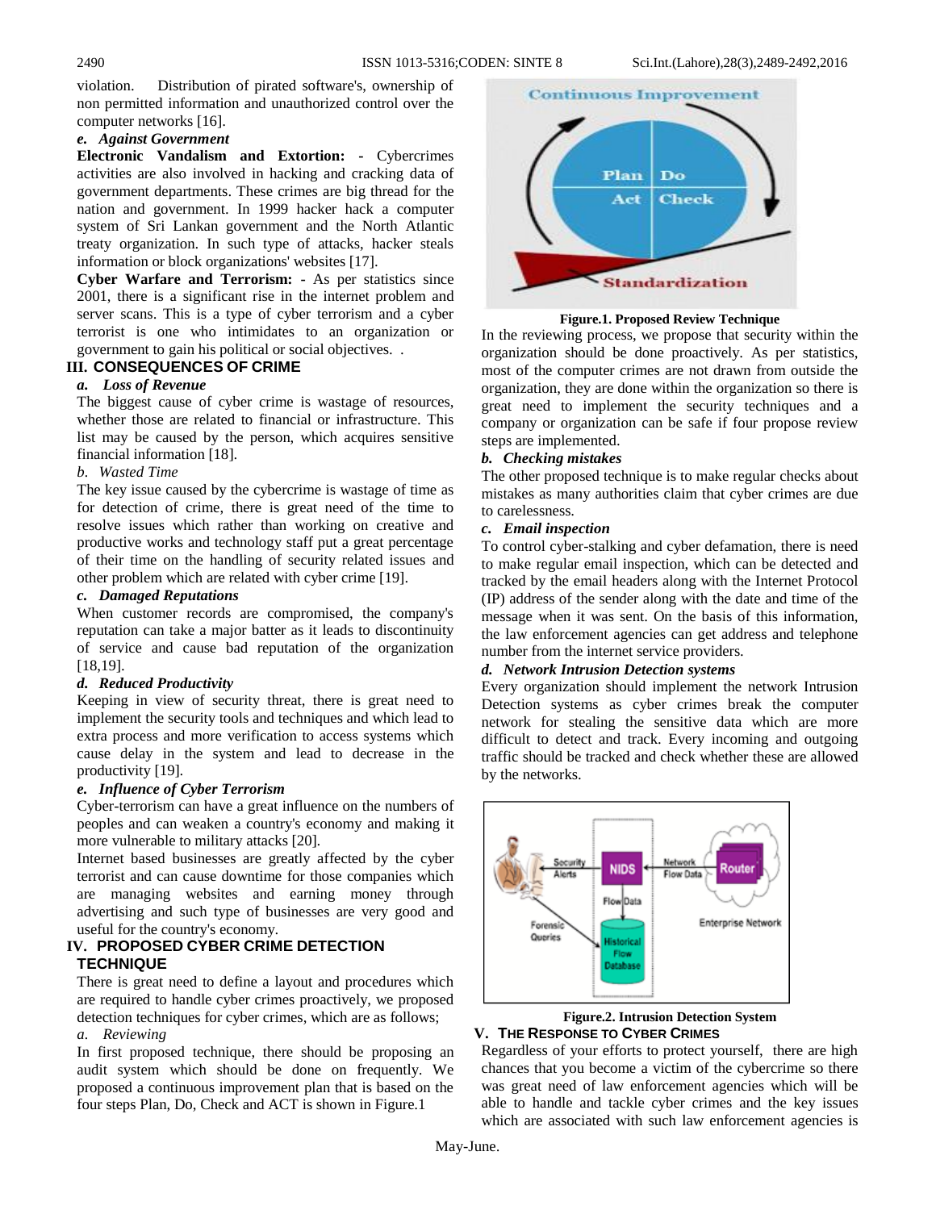violation. Distribution of pirated software's, ownership of non permitted information and unauthorized control over the computer networks [16].

***e. Against Government***

**Electronic Vandalism and Extortion:** - Cybercrimes activities are also involved in hacking and cracking data of government departments. These crimes are big thread for the nation and government. In 1999 hacker hack a computer system of Sri Lankan government and the North Atlantic treaty organization. In such type of attacks, hacker steals information or block organizations' websites [17].

**Cyber Warfare and Terrorism:** - As per statistics since 2001, there is a significant rise in the internet problem and server scans. This is a type of cyber terrorism and a cyber terrorist is one who intimidates to an organization or government to gain his political or social objectives. .

## III. CONSEQUENCES OF CRIME

***a. Loss of Revenue***

The biggest cause of cyber crime is wastage of resources, whether those are related to financial or infrastructure. This list may be caused by the person, which acquires sensitive financial information [18].

*b. Wasted Time*

The key issue caused by the cybercrime is wastage of time as for detection of crime, there is great need of the time to resolve issues which rather than working on creative and productive works and technology staff put a great percentage of their time on the handling of security related issues and other problem which are related with cyber crime [19].

***c. Damaged Reputations***

When customer records are compromised, the company's reputation can take a major batter as it leads to discontinuity of service and cause bad reputation of the organization [18,19].

***d. Reduced Productivity***

Keeping in view of security threat, there is great need to implement the security tools and techniques and which lead to extra process and more verification to access systems which cause delay in the system and lead to decrease in the productivity [19].

***e. Influence of Cyber Terrorism***

Cyber-terrorism can have a great influence on the numbers of peoples and can weaken a country's economy and making it more vulnerable to military attacks [20].

Internet based businesses are greatly affected by the cyber terrorist and can cause downtime for those companies which are managing websites and earning money through advertising and such type of businesses are very good and useful for the country's economy.

## IV. PROPOSED CYBER CRIME DETECTION TECHNIQUE

There is great need to define a layout and procedures which are required to handle cyber crimes proactively, we proposed detection techniques for cyber crimes, which are as follows;

*a. Reviewing*

In first proposed technique, there should be proposing an audit system which should be done on frequently. We proposed a continuous improvement plan that is based on the four steps Plan, Do, Check and ACT is shown in Figure.1

**Figure.1. Proposed Review Technique**

In the reviewing process, we propose that security within the organization should be done proactively. As per statistics, most of the computer crimes are not drawn from outside the organization, they are done within the organization so there is great need to implement the security techniques and a company or organization can be safe if four propose review steps are implemented.

***b. Checking mistakes***

The other proposed technique is to make regular checks about mistakes as many authorities claim that cyber crimes are due to carelessness.

***c. Email inspection***

To control cyber-stalking and cyber defamation, there is need to make regular email inspection, which can be detected and tracked by the email headers along with the Internet Protocol (IP) address of the sender along with the date and time of the message when it was sent. On the basis of this information, the law enforcement agencies can get address and telephone number from the internet service providers.

***d. Network Intrusion Detection systems***

Every organization should implement the network Intrusion Detection systems as cyber crimes break the computer network for stealing the sensitive data which are more difficult to detect and track. Every incoming and outgoing traffic should be tracked and check whether these are allowed by the networks.

**Figure.2. Intrusion Detection System**

## V. THE RESPONSE TO CYBER CRIMES

Regardless of your efforts to protect yourself, there are high chances that you become a victim of the cybercrime so there was great need of law enforcement agencies which will be able to handle and tackle cyber crimes and the key issues which are associated with such law enforcement agencies is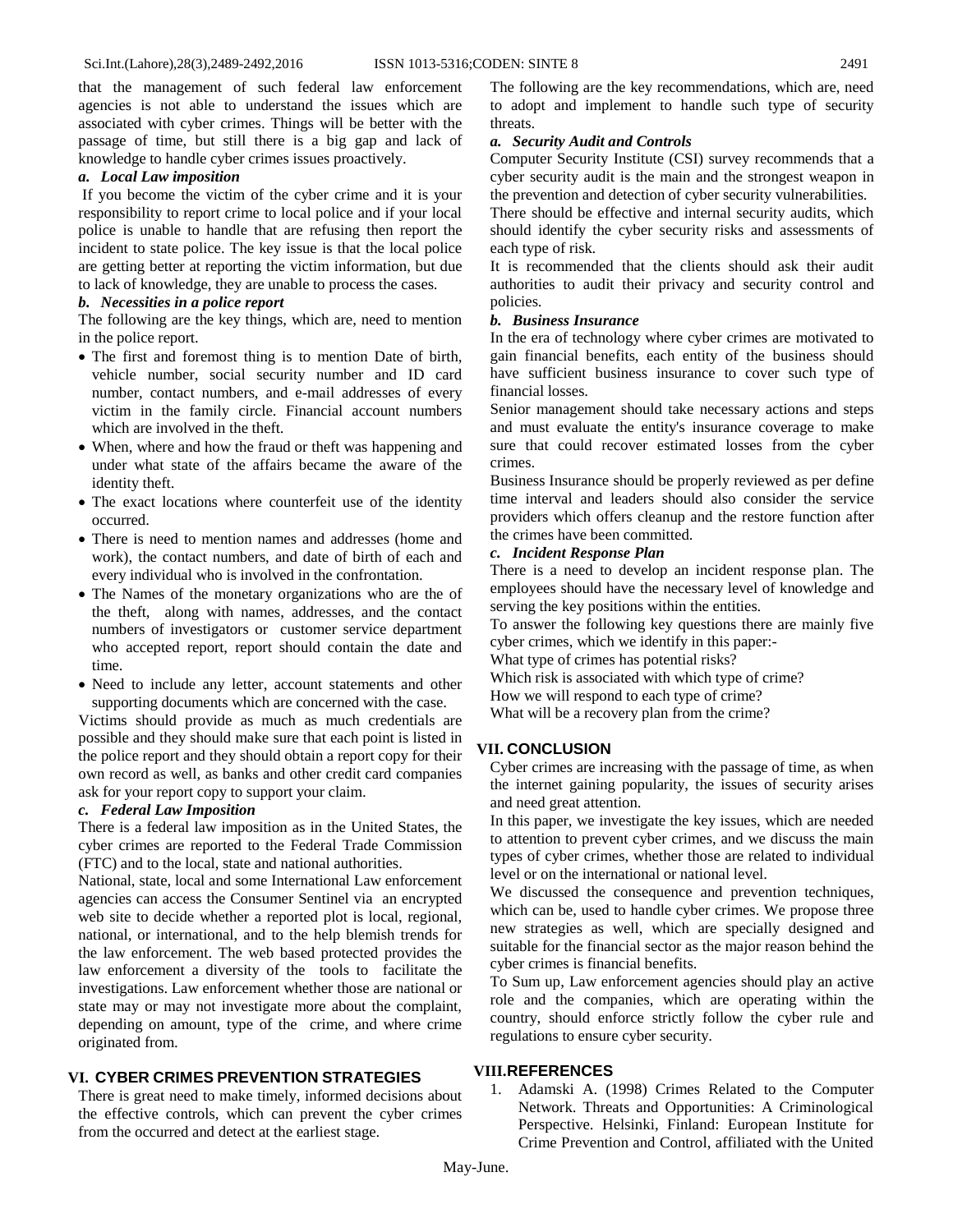that the management of such federal law enforcement agencies is not able to understand the issues which are associated with cyber crimes. Things will be better with the passage of time, but still there is a big gap and lack of knowledge to handle cyber crimes issues proactively.

### *a. Local Law imposition*

If you become the victim of the cyber crime and it is your responsibility to report crime to local police and if your local police is unable to handle that are refusing then report the incident to state police. The key issue is that the local police are getting better at reporting the victim information, but due to lack of knowledge, they are unable to process the cases.

### *b. Necessities in a police report*

The following are the key things, which are, need to mention in the police report.

- The first and foremost thing is to mention Date of birth, vehicle number, social security number and ID card number, contact numbers, and e-mail addresses of every victim in the family circle. Financial account numbers which are involved in the theft.
- When, where and how the fraud or theft was happening and under what state of the affairs became the aware of the identity theft.
- The exact locations where counterfeit use of the identity occurred.
- There is need to mention names and addresses (home and work), the contact numbers, and date of birth of each and every individual who is involved in the confrontation.
- The Names of the monetary organizations who are the of the theft, along with names, addresses, and the contact numbers of investigators or customer service department who accepted report, report should contain the date and time.
- Need to include any letter, account statements and other supporting documents which are concerned with the case.

Victims should provide as much as much credentials are possible and they should make sure that each point is listed in the police report and they should obtain a report copy for their own record as well, as banks and other credit card companies ask for your report copy to support your claim.

### *c. Federal Law Imposition*

There is a federal law imposition as in the United States, the cyber crimes are reported to the Federal Trade Commission (FTC) and to the local, state and national authorities.

National, state, local and some International Law enforcement agencies can access the Consumer Sentinel via an encrypted web site to decide whether a reported plot is local, regional, national, or international, and to the help blemish trends for the law enforcement. The web based protected provides the law enforcement a diversity of the tools to facilitate the investigations. Law enforcement whether those are national or state may or may not investigate more about the complaint, depending on amount, type of the crime, and where crime originated from.

## VI. CYBER CRIMES PREVENTION STRATEGIES

There is great need to make timely, informed decisions about the effective controls, which can prevent the cyber crimes from the occurred and detect at the earliest stage.

The following are the key recommendations, which are, need to adopt and implement to handle such type of security threats.

### *a. Security Audit and Controls*

Computer Security Institute (CSI) survey recommends that a cyber security audit is the main and the strongest weapon in the prevention and detection of cyber security vulnerabilities.

There should be effective and internal security audits, which should identify the cyber security risks and assessments of each type of risk.

It is recommended that the clients should ask their audit authorities to audit their privacy and security control and policies.

### *b. Business Insurance*

In the era of technology where cyber crimes are motivated to gain financial benefits, each entity of the business should have sufficient business insurance to cover such type of financial losses.

Senior management should take necessary actions and steps and must evaluate the entity's insurance coverage to make sure that could recover estimated losses from the cyber crimes.

Business Insurance should be properly reviewed as per define time interval and leaders should also consider the service providers which offers cleanup and the restore function after the crimes have been committed.

### *c. Incident Response Plan*

There is a need to develop an incident response plan. The employees should have the necessary level of knowledge and serving the key positions within the entities.

To answer the following key questions there are mainly five cyber crimes, which we identify in this paper:-

What type of crimes has potential risks?

Which risk is associated with which type of crime?

How we will respond to each type of crime?

What will be a recovery plan from the crime?

## VII. CONCLUSION

Cyber crimes are increasing with the passage of time, as when the internet gaining popularity, the issues of security arises and need great attention.

In this paper, we investigate the key issues, which are needed to attention to prevent cyber crimes, and we discuss the main types of cyber crimes, whether those are related to individual level or on the international or national level.

We discussed the consequence and prevention techniques, which can be, used to handle cyber crimes. We propose three new strategies as well, which are specially designed and suitable for the financial sector as the major reason behind the cyber crimes is financial benefits.

To Sum up, Law enforcement agencies should play an active role and the companies, which are operating within the country, should enforce strictly follow the cyber rule and regulations to ensure cyber security.

## VIII. REFERENCES

1. Adamski A. (1998) Crimes Related to the Computer Network. Threats and Opportunities: A Criminological Perspective. Helsinki, Finland: European Institute for Crime Prevention and Control, affiliated with the United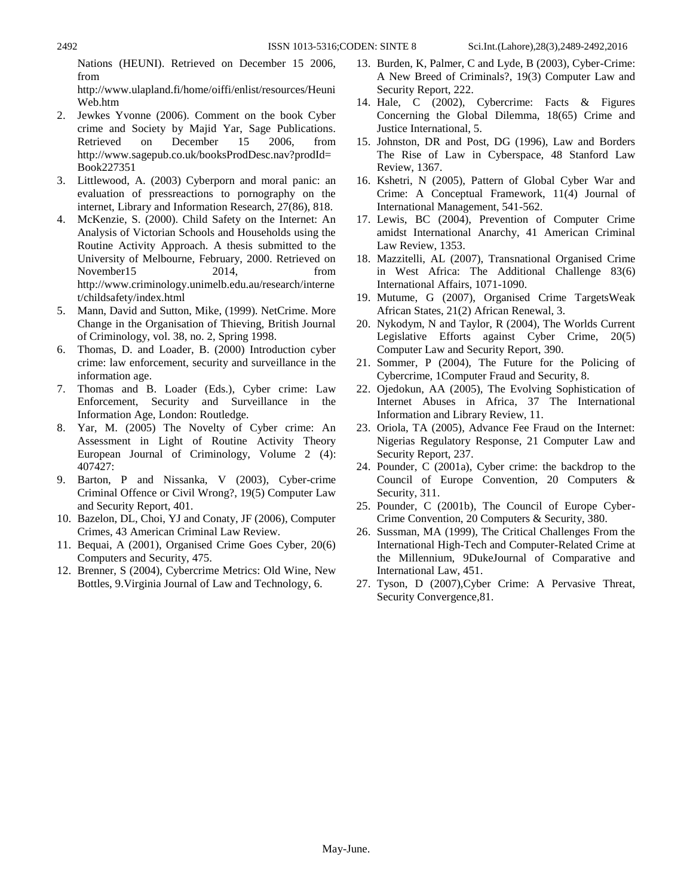Nations (HEUNI). Retrieved on December 15 2006, from http://www.ulapland.fi/home/oiffi/enlist/resources/HeuniWeb.htm

2. Jewkes Yvonne (2006). Comment on the book Cyber crime and Society by Majid Yar, Sage Publications. Retrieved on December 15 2006, from http://www.sagepub.co.uk/booksProdDesc.nav?prodId=Book227351
3. Littlewood, A. (2003) Cyberporn and moral panic: an evaluation of pressreactions to pornography on the internet, Library and Information Research, 27(86), 818.
4. McKenzie, S. (2000). Child Safety on the Internet: An Analysis of Victorian Schools and Households using the Routine Activity Approach. A thesis submitted to the University of Melbourne, February, 2000. Retrieved on November15 2014, from http://www.criminology.unimelb.edu.au/research/internet/childsafety/index.html
5. Mann, David and Sutton, Mike, (1999). NetCrime. More Change in the Organisation of Thieving, British Journal of Criminology, vol. 38, no. 2, Spring 1998.
6. Thomas, D. and Loader, B. (2000) Introduction cyber crime: law enforcement, security and surveillance in the information age.
7. Thomas and B. Loader (Eds.), Cyber crime: Law Enforcement, Security and Surveillance in the Information Age, London: Routledge.
8. Yar, M. (2005) The Novelty of Cyber crime: An Assessment in Light of Routine Activity Theory European Journal of Criminology, Volume 2 (4): 407427:
9. Barton, P and Nissanka, V (2003), Cyber-crime Criminal Offence or Civil Wrong?, 19(5) Computer Law and Security Report, 401.
10. Bazelon, DL, Choi, YJ and Conaty, JF (2006), Computer Crimes, 43 American Criminal Law Review.
11. Bequai, A (2001), Organised Crime Goes Cyber, 20(6) Computers and Security, 475.
12. Brenner, S (2004), Cybercrime Metrics: Old Wine, New Bottles, 9.Virginia Journal of Law and Technology, 6.
13. Burden, K, Palmer, C and Lyde, B (2003), Cyber-Crime: A New Breed of Criminals?, 19(3) Computer Law and Security Report, 222.
14. Hale, C (2002), Cybercrime: Facts & Figures Concerning the Global Dilemma, 18(65) Crime and Justice International, 5.
15. Johnston, DR and Post, DG (1996), Law and Borders The Rise of Law in Cyberspace, 48 Stanford Law Review, 1367.
16. Kshetri, N (2005), Pattern of Global Cyber War and Crime: A Conceptual Framework, 11(4) Journal of International Management, 541-562.
17. Lewis, BC (2004), Prevention of Computer Crime amidst International Anarchy, 41 American Criminal Law Review, 1353.
18. Mazzitelli, AL (2007), Transnational Organised Crime in West Africa: The Additional Challenge 83(6) International Affairs, 1071-1090.
19. Mutume, G (2007), Organised Crime TargetsWeak African States, 21(2) African Renewal, 3.
20. Nykodym, N and Taylor, R (2004), The Worlds Current Legislative Efforts against Cyber Crime, 20(5) Computer Law and Security Report, 390.
21. Sommer, P (2004), The Future for the Policing of Cybercrime, 1Computer Fraud and Security, 8.
22. Ojedokun, AA (2005), The Evolving Sophistication of Internet Abuses in Africa, 37 The International Information and Library Review, 11.
23. Oriola, TA (2005), Advance Fee Fraud on the Internet: Nigerias Regulatory Response, 21 Computer Law and Security Report, 237.
24. Pounder, C (2001a), Cyber crime: the backdrop to the Council of Europe Convention, 20 Computers & Security, 311.
25. Pounder, C (2001b), The Council of Europe Cyber-Crime Convention, 20 Computers & Security, 380.
26. Sussman, MA (1999), The Critical Challenges From the International High-Tech and Computer-Related Crime at the Millennium, 9DukeJournal of Comparative and International Law, 451.
27. Tyson, D (2007),Cyber Crime: A Pervasive Threat, Security Convergence,81.